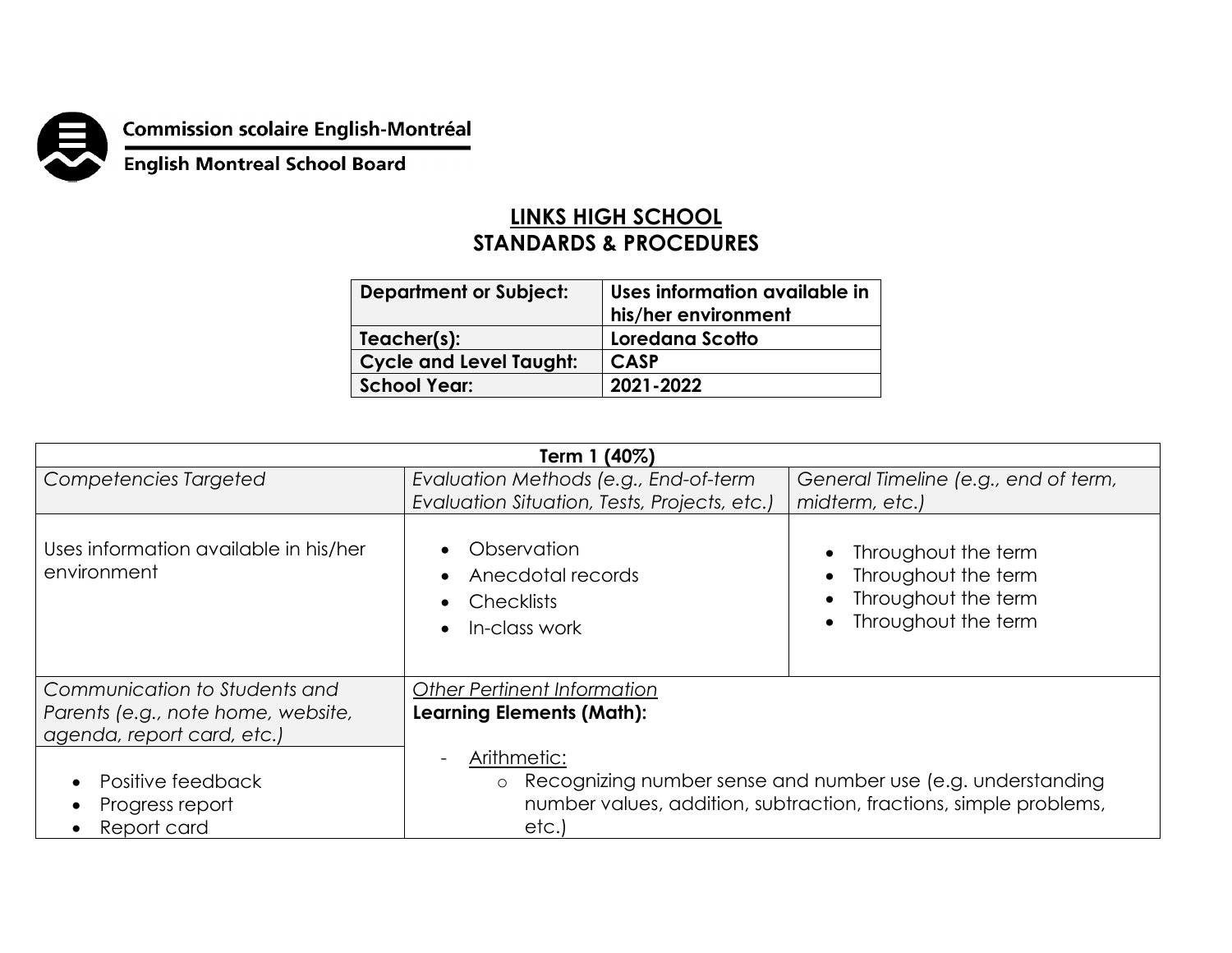Commission scolaire English-Montréal

English Montreal School Board

# LINKS HIGH SCHOOL
## STANDARDS & PROCEDURES

| **Department or Subject:** | **Uses information available in his/her environment** |
|---|---|
| **Teacher(s):** | **Loredana Scotto** |
| **Cycle and Level Taught:** | **CASP** |
| **School Year:** | **2021-2022** |

| **Term 1 (40%)** | | |
|---|---|---|
| *Competencies Targeted* | *Evaluation Methods (e.g., End-of-term Evaluation Situation, Tests, Projects, etc.)* | *General Timeline (e.g., end of term, midterm, etc.)* |
| Uses information available in his/her environment | • Observation<br>• Anecdotal records<br>• Checklists<br>• In-class work | • Throughout the term<br>• Throughout the term<br>• Throughout the term<br>• Throughout the term |
| *Communication to Students and Parents (e.g., note home, website, agenda, report card, etc.)* | *Other Pertinent Information*<br>**Learning Elements (Math):** | |
| • Positive feedback<br>• Progress report<br>• Report card | - Arithmetic:<br>o Recognizing number sense and number use (e.g. understanding number values, addition, subtraction, fractions, simple problems, etc.) | |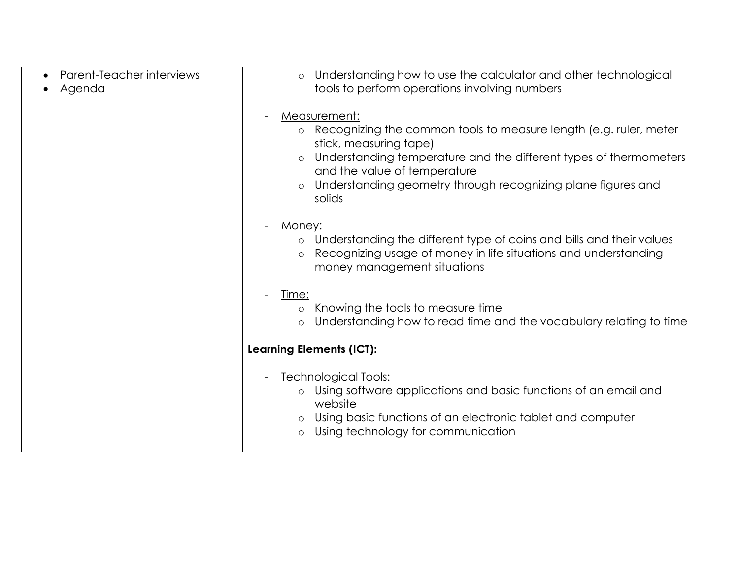| | |
|---|---|
| • Parent-Teacher interviews<br>• Agenda | ○ Understanding how to use the calculator and other technological tools to perform operations involving numbers<br><br>- <u>Measurement:</u><br>○ Recognizing the common tools to measure length (e.g. ruler, meter stick, measuring tape)<br>○ Understanding temperature and the different types of thermometers and the value of temperature<br>○ Understanding geometry through recognizing plane figures and solids<br><br>- <u>Money:</u><br>○ Understanding the different type of coins and bills and their values<br>○ Recognizing usage of money in life situations and understanding money management situations<br><br>- <u>Time:</u><br>○ Knowing the tools to measure time<br>○ Understanding how to read time and the vocabulary relating to time<br><br>**Learning Elements (ICT):**<br><br>- <u>Technological Tools:</u><br>○ Using software applications and basic functions of an email and website<br>○ Using basic functions of an electronic tablet and computer<br>○ Using technology for communication |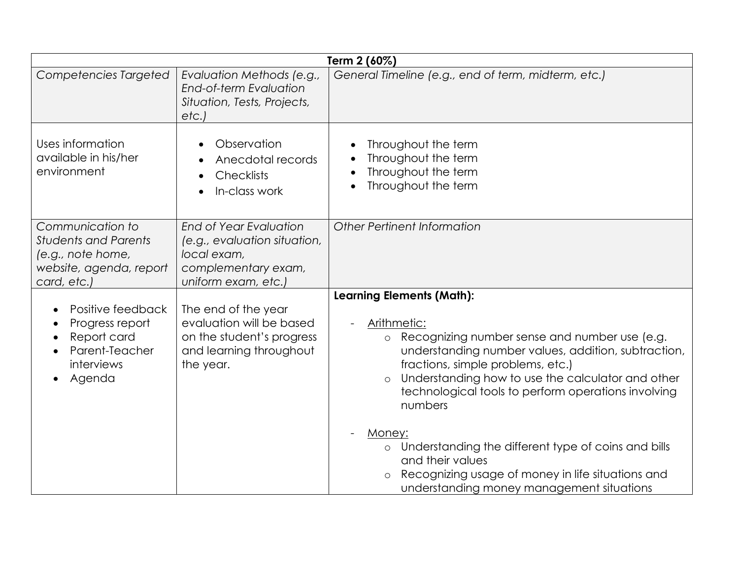| Term 2 (60%) | | |
|---|---|---|
| *Competencies Targeted* | *Evaluation Methods (e.g., End-of-term Evaluation Situation, Tests, Projects, etc.)* | *General Timeline (e.g., end of term, midterm, etc.)* |
| Uses information available in his/her environment | • Observation<br>• Anecdotal records<br>• Checklists<br>• In-class work | • Throughout the term<br>• Throughout the term<br>• Throughout the term<br>• Throughout the term |
| *Communication to Students and Parents (e.g., note home, website, agenda, report card, etc.)* | *End of Year Evaluation (e.g., evaluation situation, local exam, complementary exam, uniform exam, etc.)* | *Other Pertinent Information* |
| • Positive feedback<br>• Progress report<br>• Report card<br>• Parent-Teacher interviews<br>• Agenda | The end of the year evaluation will be based on the student's progress and learning throughout the year. | **Learning Elements (Math):**<br>- Arithmetic:<br>  o Recognizing number sense and number use (e.g. understanding number values, addition, subtraction, fractions, simple problems, etc.)<br>  o Understanding how to use the calculator and other technological tools to perform operations involving numbers<br>- Money:<br>  o Understanding the different type of coins and bills and their values<br>  o Recognizing usage of money in life situations and understanding money management situations |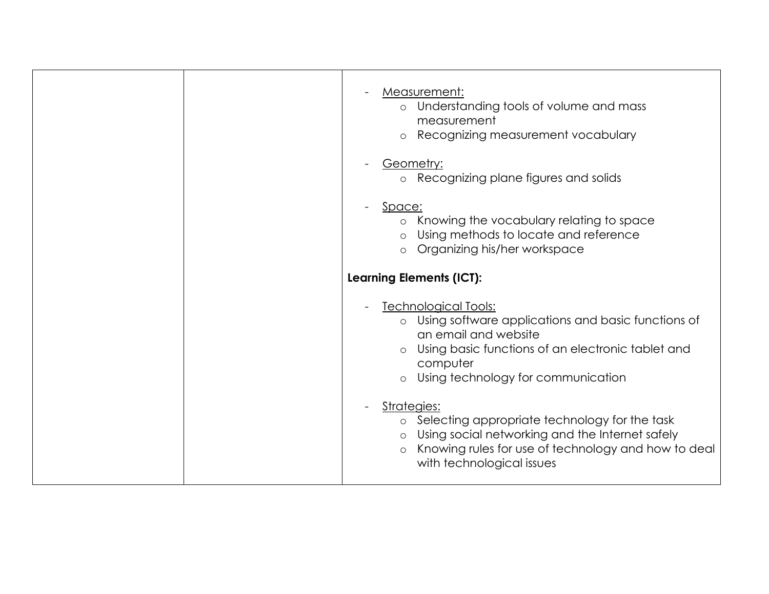| | | |
|---|---|---|
| | | - <u>Measurement:</u><br>  o Understanding tools of volume and mass measurement<br>  o Recognizing measurement vocabulary<br><br>- <u>Geometry:</u><br>  o Recognizing plane figures and solids<br><br>- <u>Space:</u><br>  o Knowing the vocabulary relating to space<br>  o Using methods to locate and reference<br>  o Organizing his/her workspace<br><br>**Learning Elements (ICT):**<br><br>- <u>Technological Tools:</u><br>  o Using software applications and basic functions of an email and website<br>  o Using basic functions of an electronic tablet and computer<br>  o Using technology for communication<br><br>- <u>Strategies:</u><br>  o Selecting appropriate technology for the task<br>  o Using social networking and the Internet safely<br>  o Knowing rules for use of technology and how to deal with technological issues |